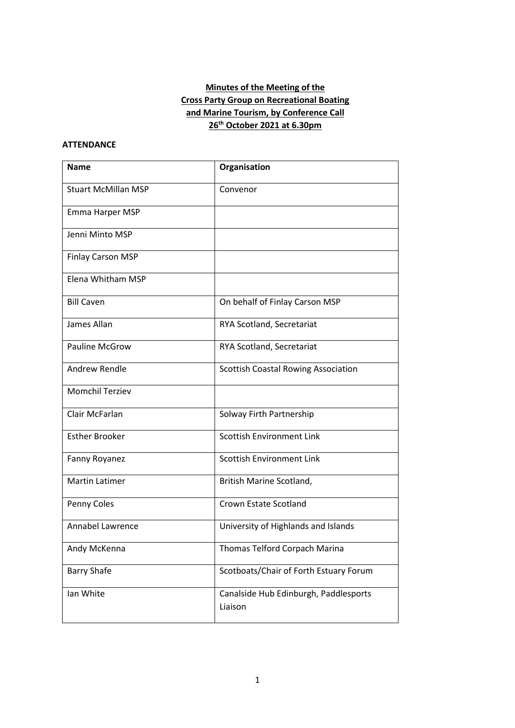**Minutes of the Meeting of the**
**Cross Party Group on Recreational Boating**
**and Marine Tourism, by Conference Call**
**26th October 2021 at 6.30pm**

**ATTENDANCE**

| Name | Organisation |
|---|---|
| Stuart McMillan MSP | Convenor |
| Emma Harper MSP | |
| Jenni Minto MSP | |
| Finlay Carson MSP | |
| Elena Whitham MSP | |
| Bill Caven | On behalf of Finlay Carson MSP |
| James Allan | RYA Scotland, Secretariat |
| Pauline McGrow | RYA Scotland, Secretariat |
| Andrew Rendle | Scottish Coastal Rowing Association |
| Momchil Terziev | |
| Clair McFarlan | Solway Firth Partnership |
| Esther Brooker | Scottish Environment Link |
| Fanny Royanez | Scottish Environment Link |
| Martin Latimer | British Marine Scotland, |
| Penny Coles | Crown Estate Scotland |
| Annabel Lawrence | University of Highlands and Islands |
| Andy McKenna | Thomas Telford Corpach Marina |
| Barry Shafe | Scotboats/Chair of Forth Estuary Forum |
| Ian White | Canalside Hub Edinburgh, Paddlesports Liaison |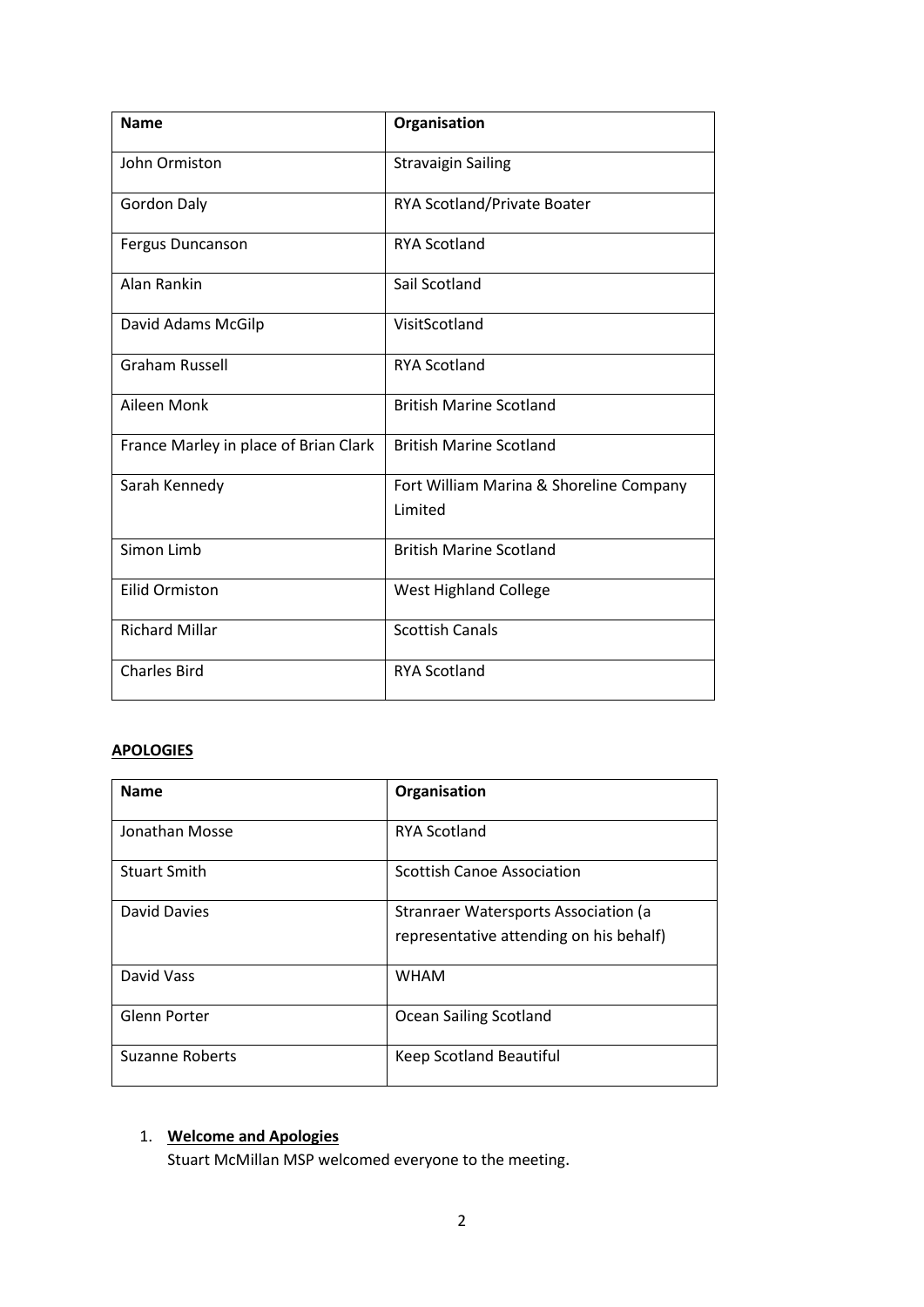| Name | Organisation |
| --- | --- |
| John Ormiston | Stravaigin Sailing |
| Gordon Daly | RYA Scotland/Private Boater |
| Fergus Duncanson | RYA Scotland |
| Alan Rankin | Sail Scotland |
| David Adams McGilp | VisitScotland |
| Graham Russell | RYA Scotland |
| Aileen Monk | British Marine Scotland |
| France Marley in place of Brian Clark | British Marine Scotland |
| Sarah Kennedy | Fort William Marina & Shoreline Company Limited |
| Simon Limb | British Marine Scotland |
| Eilid Ormiston | West Highland College |
| Richard Millar | Scottish Canals |
| Charles Bird | RYA Scotland |

**APOLOGIES**

| Name | Organisation |
| --- | --- |
| Jonathan Mosse | RYA Scotland |
| Stuart Smith | Scottish Canoe Association |
| David Davies | Stranraer Watersports Association (a representative attending on his behalf) |
| David Vass | WHAM |
| Glenn Porter | Ocean Sailing Scotland |
| Suzanne Roberts | Keep Scotland Beautiful |

1. **Welcome and Apologies**
   Stuart McMillan MSP welcomed everyone to the meeting.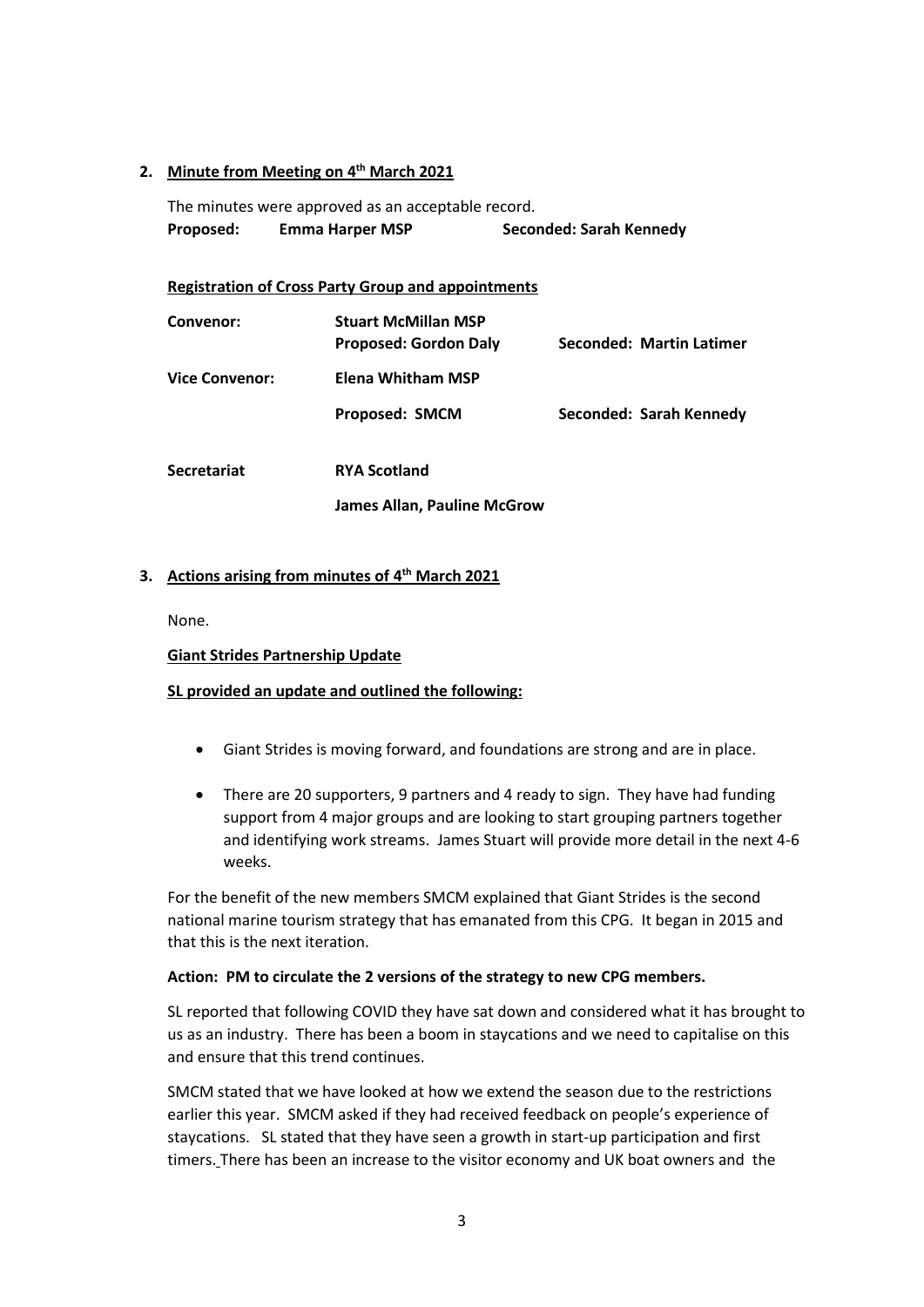## 2. Minute from Meeting on 4th March 2021

The minutes were approved as an acceptable record.

**Proposed: Emma Harper MSP Seconded: Sarah Kennedy**

**Registration of Cross Party Group and appointments**

| | | |
|---|---|---|
| **Convenor:** | **Stuart McMillan MSP** | |
| | **Proposed: Gordon Daly** | **Seconded: Martin Latimer** |
| **Vice Convenor:** | **Elena Whitham MSP** | |
| | **Proposed: SMCM** | **Seconded: Sarah Kennedy** |
| **Secretariat** | **RYA Scotland** | |
| | **James Allan, Pauline McGrow** | |

## 3. Actions arising from minutes of 4th March 2021

None.

**Giant Strides Partnership Update**

**SL provided an update and outlined the following:**

- Giant Strides is moving forward, and foundations are strong and are in place.
- There are 20 supporters, 9 partners and 4 ready to sign. They have had funding support from 4 major groups and are looking to start grouping partners together and identifying work streams. James Stuart will provide more detail in the next 4-6 weeks.

For the benefit of the new members SMCM explained that Giant Strides is the second national marine tourism strategy that has emanated from this CPG. It began in 2015 and that this is the next iteration.

**Action: PM to circulate the 2 versions of the strategy to new CPG members.**

SL reported that following COVID they have sat down and considered what it has brought to us as an industry. There has been a boom in staycations and we need to capitalise on this and ensure that this trend continues.

SMCM stated that we have looked at how we extend the season due to the restrictions earlier this year. SMCM asked if they had received feedback on people's experience of staycations. SL stated that they have seen a growth in start-up participation and first timers. There has been an increase to the visitor economy and UK boat owners and the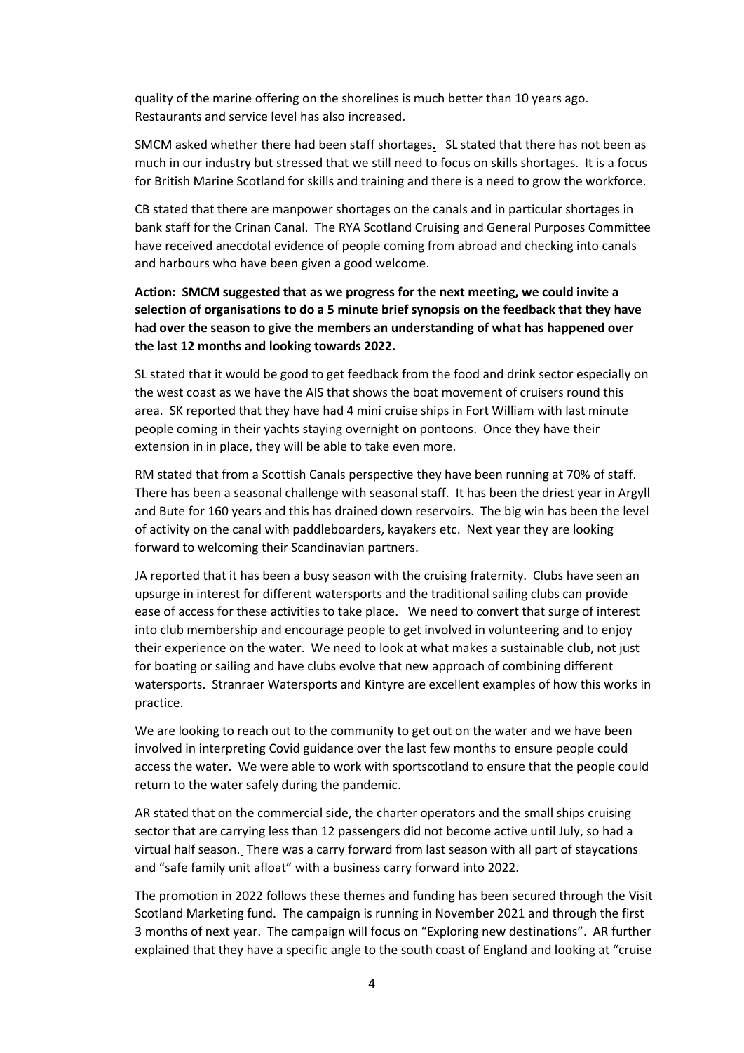quality of the marine offering on the shorelines is much better than 10 years ago. Restaurants and service level has also increased.

SMCM asked whether there had been staff shortages. SL stated that there has not been as much in our industry but stressed that we still need to focus on skills shortages. It is a focus for British Marine Scotland for skills and training and there is a need to grow the workforce.

CB stated that there are manpower shortages on the canals and in particular shortages in bank staff for the Crinan Canal. The RYA Scotland Cruising and General Purposes Committee have received anecdotal evidence of people coming from abroad and checking into canals and harbours who have been given a good welcome.

**Action: SMCM suggested that as we progress for the next meeting, we could invite a selection of organisations to do a 5 minute brief synopsis on the feedback that they have had over the season to give the members an understanding of what has happened over the last 12 months and looking towards 2022.**

SL stated that it would be good to get feedback from the food and drink sector especially on the west coast as we have the AIS that shows the boat movement of cruisers round this area. SK reported that they have had 4 mini cruise ships in Fort William with last minute people coming in their yachts staying overnight on pontoons. Once they have their extension in in place, they will be able to take even more.

RM stated that from a Scottish Canals perspective they have been running at 70% of staff. There has been a seasonal challenge with seasonal staff. It has been the driest year in Argyll and Bute for 160 years and this has drained down reservoirs. The big win has been the level of activity on the canal with paddleboarders, kayakers etc. Next year they are looking forward to welcoming their Scandinavian partners.

JA reported that it has been a busy season with the cruising fraternity. Clubs have seen an upsurge in interest for different watersports and the traditional sailing clubs can provide ease of access for these activities to take place. We need to convert that surge of interest into club membership and encourage people to get involved in volunteering and to enjoy their experience on the water. We need to look at what makes a sustainable club, not just for boating or sailing and have clubs evolve that new approach of combining different watersports. Stranraer Watersports and Kintyre are excellent examples of how this works in practice.

We are looking to reach out to the community to get out on the water and we have been involved in interpreting Covid guidance over the last few months to ensure people could access the water. We were able to work with sportscotland to ensure that the people could return to the water safely during the pandemic.

AR stated that on the commercial side, the charter operators and the small ships cruising sector that are carrying less than 12 passengers did not become active until July, so had a virtual half season. There was a carry forward from last season with all part of staycations and "safe family unit afloat" with a business carry forward into 2022.

The promotion in 2022 follows these themes and funding has been secured through the Visit Scotland Marketing fund. The campaign is running in November 2021 and through the first 3 months of next year. The campaign will focus on "Exploring new destinations". AR further explained that they have a specific angle to the south coast of England and looking at "cruise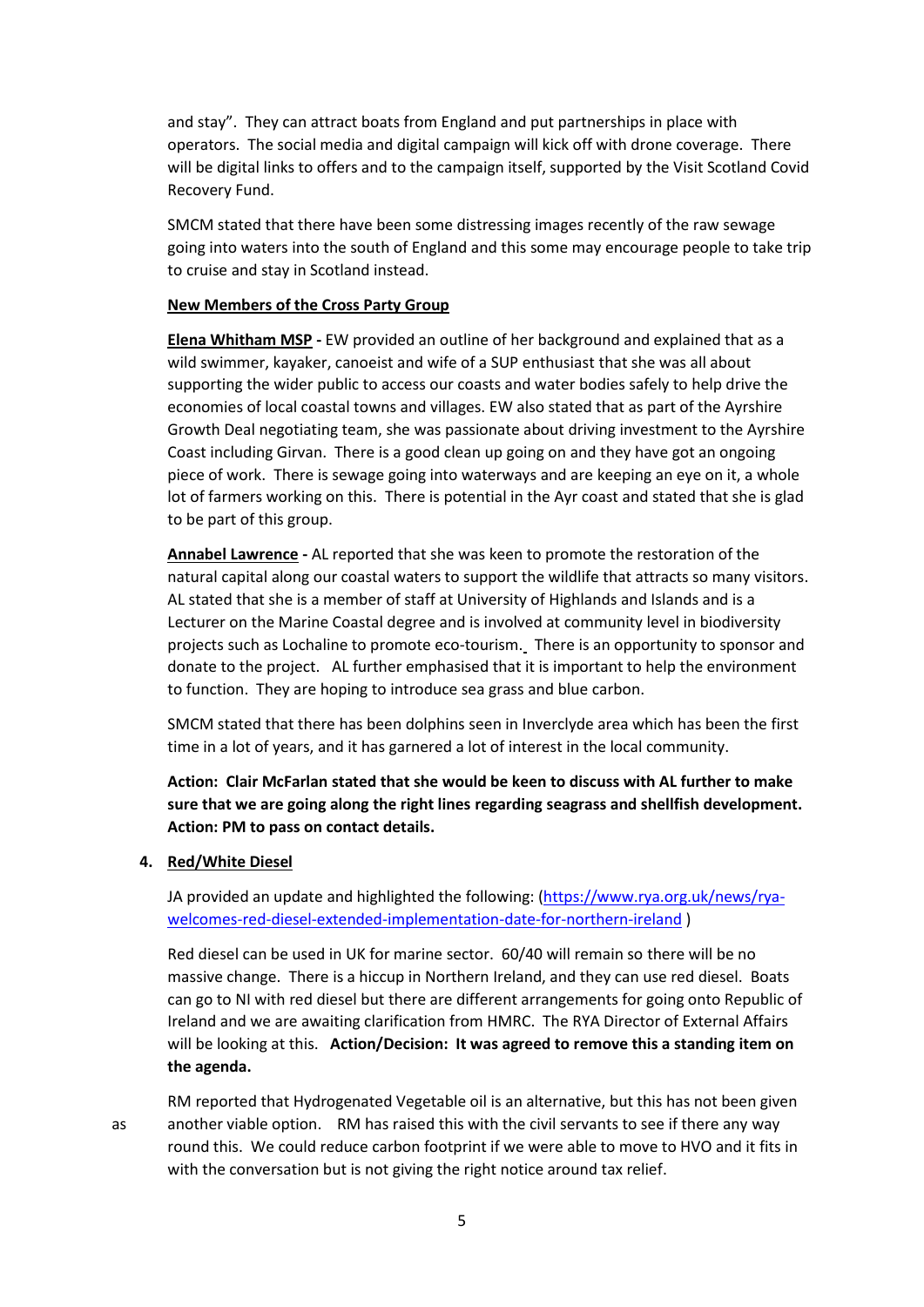and stay". They can attract boats from England and put partnerships in place with operators. The social media and digital campaign will kick off with drone coverage. There will be digital links to offers and to the campaign itself, supported by the Visit Scotland Covid Recovery Fund.

SMCM stated that there have been some distressing images recently of the raw sewage going into waters into the south of England and this some may encourage people to take trip to cruise and stay in Scotland instead.

**New Members of the Cross Party Group**

**Elena Whitham MSP -** EW provided an outline of her background and explained that as a wild swimmer, kayaker, canoeist and wife of a SUP enthusiast that she was all about supporting the wider public to access our coasts and water bodies safely to help drive the economies of local coastal towns and villages. EW also stated that as part of the Ayrshire Growth Deal negotiating team, she was passionate about driving investment to the Ayrshire Coast including Girvan. There is a good clean up going on and they have got an ongoing piece of work. There is sewage going into waterways and are keeping an eye on it, a whole lot of farmers working on this. There is potential in the Ayr coast and stated that she is glad to be part of this group.

**Annabel Lawrence -** AL reported that she was keen to promote the restoration of the natural capital along our coastal waters to support the wildlife that attracts so many visitors. AL stated that she is a member of staff at University of Highlands and Islands and is a Lecturer on the Marine Coastal degree and is involved at community level in biodiversity projects such as Lochaline to promote eco-tourism. There is an opportunity to sponsor and donate to the project. AL further emphasised that it is important to help the environment to function. They are hoping to introduce sea grass and blue carbon.

SMCM stated that there has been dolphins seen in Inverclyde area which has been the first time in a lot of years, and it has garnered a lot of interest in the local community.

**Action: Clair McFarlan stated that she would be keen to discuss with AL further to make sure that we are going along the right lines regarding seagrass and shellfish development. Action: PM to pass on contact details.**

4. **Red/White Diesel**

JA provided an update and highlighted the following: (https://www.rya.org.uk/news/rya-welcomes-red-diesel-extended-implementation-date-for-northern-ireland )

Red diesel can be used in UK for marine sector. 60/40 will remain so there will be no massive change. There is a hiccup in Northern Ireland, and they can use red diesel. Boats can go to NI with red diesel but there are different arrangements for going onto Republic of Ireland and we are awaiting clarification from HMRC. The RYA Director of External Affairs will be looking at this. **Action/Decision: It was agreed to remove this a standing item on the agenda.**

RM reported that Hydrogenated Vegetable oil is an alternative, but this has not been given as another viable option. RM has raised this with the civil servants to see if there any way round this. We could reduce carbon footprint if we were able to move to HVO and it fits in with the conversation but is not giving the right notice around tax relief.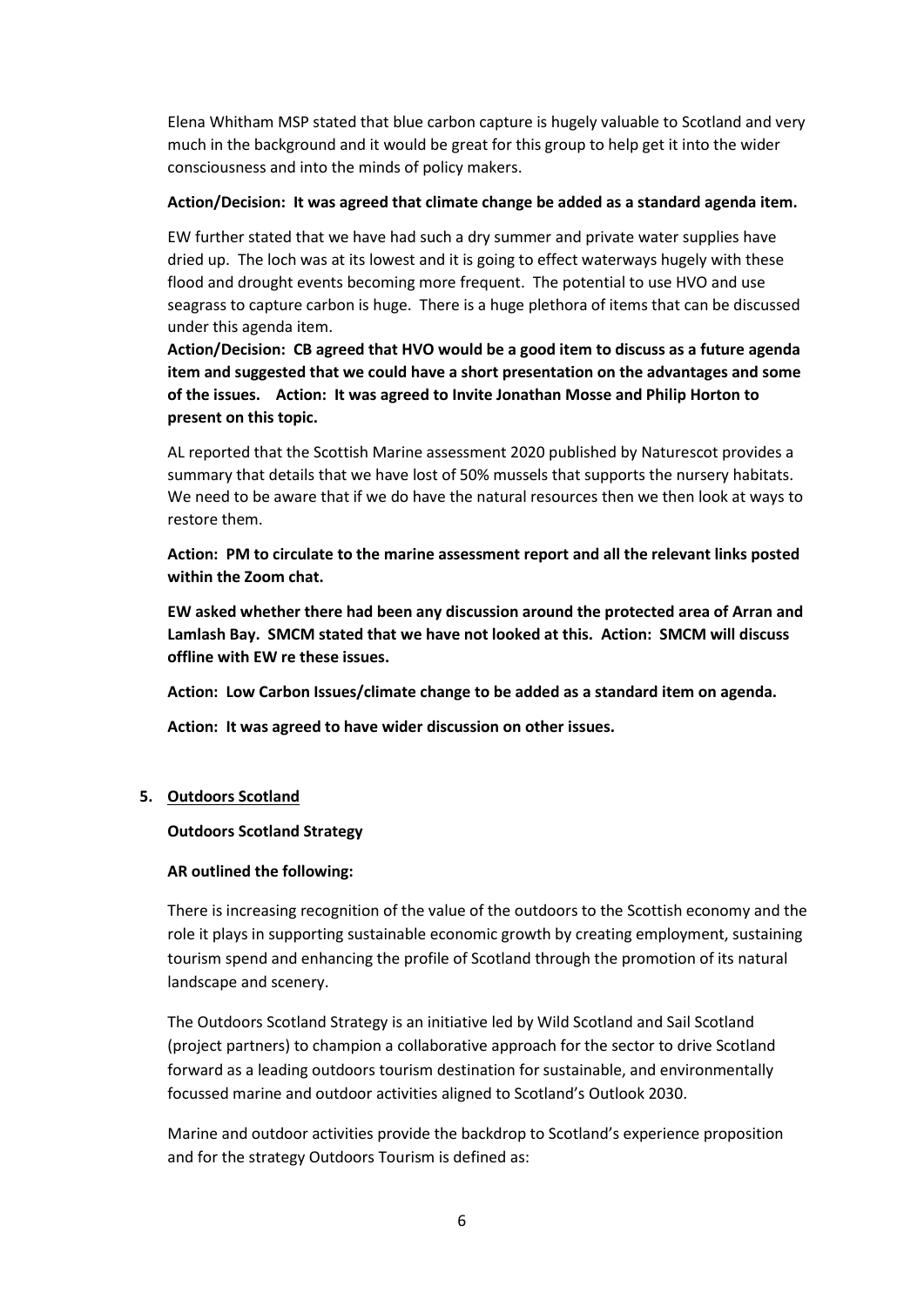Elena Whitham MSP stated that blue carbon capture is hugely valuable to Scotland and very much in the background and it would be great for this group to help get it into the wider consciousness and into the minds of policy makers.

**Action/Decision: It was agreed that climate change be added as a standard agenda item.**

EW further stated that we have had such a dry summer and private water supplies have dried up. The loch was at its lowest and it is going to effect waterways hugely with these flood and drought events becoming more frequent. The potential to use HVO and use seagrass to capture carbon is huge. There is a huge plethora of items that can be discussed under this agenda item.

**Action/Decision: CB agreed that HVO would be a good item to discuss as a future agenda item and suggested that we could have a short presentation on the advantages and some of the issues. Action: It was agreed to Invite Jonathan Mosse and Philip Horton to present on this topic.**

AL reported that the Scottish Marine assessment 2020 published by Naturescot provides a summary that details that we have lost of 50% mussels that supports the nursery habitats. We need to be aware that if we do have the natural resources then we then look at ways to restore them.

**Action: PM to circulate to the marine assessment report and all the relevant links posted within the Zoom chat.**

**EW asked whether there had been any discussion around the protected area of Arran and Lamlash Bay. SMCM stated that we have not looked at this. Action: SMCM will discuss offline with EW re these issues.**

**Action: Low Carbon Issues/climate change to be added as a standard item on agenda.**

**Action: It was agreed to have wider discussion on other issues.**

## 5. Outdoors Scotland

**Outdoors Scotland Strategy**

**AR outlined the following:**

There is increasing recognition of the value of the outdoors to the Scottish economy and the role it plays in supporting sustainable economic growth by creating employment, sustaining tourism spend and enhancing the profile of Scotland through the promotion of its natural landscape and scenery.

The Outdoors Scotland Strategy is an initiative led by Wild Scotland and Sail Scotland (project partners) to champion a collaborative approach for the sector to drive Scotland forward as a leading outdoors tourism destination for sustainable, and environmentally focussed marine and outdoor activities aligned to Scotland's Outlook 2030.

Marine and outdoor activities provide the backdrop to Scotland's experience proposition and for the strategy Outdoors Tourism is defined as: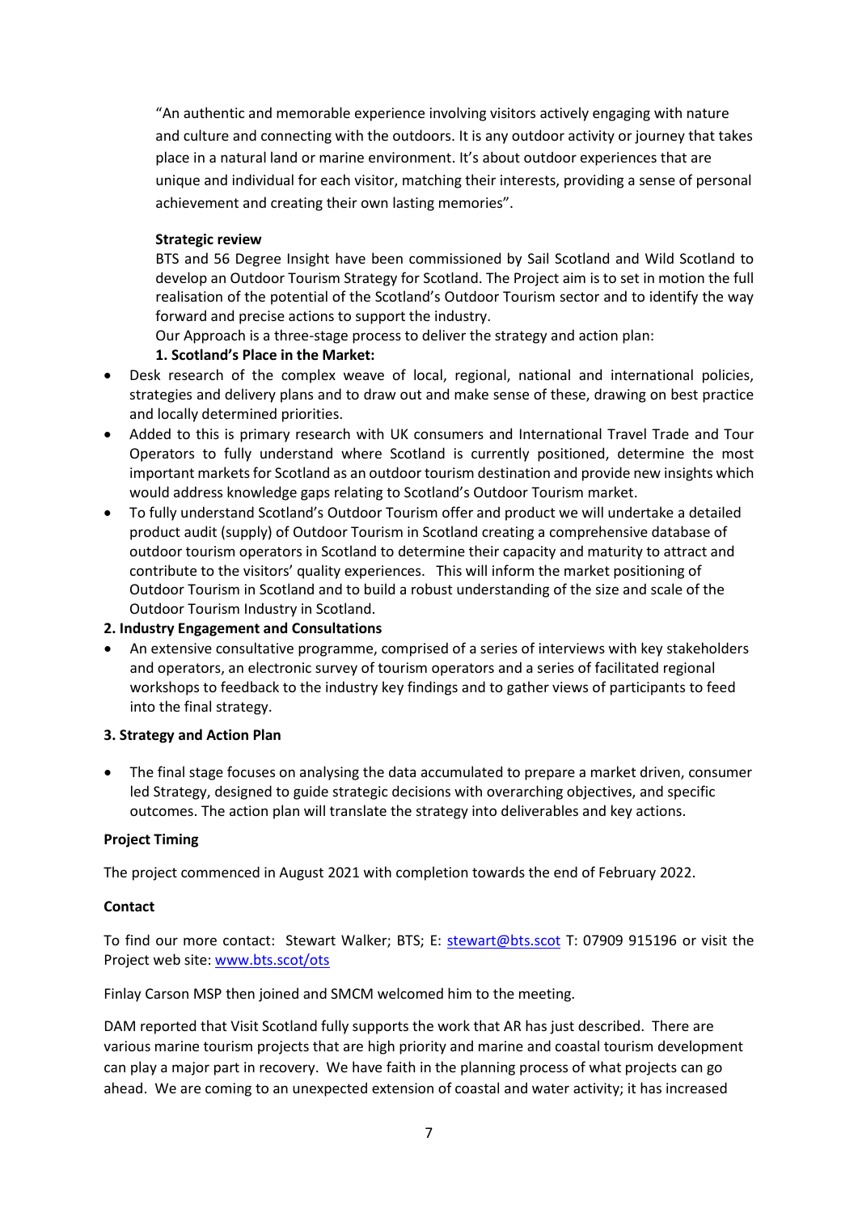"An authentic and memorable experience involving visitors actively engaging with nature and culture and connecting with the outdoors. It is any outdoor activity or journey that takes place in a natural land or marine environment. It's about outdoor experiences that are unique and individual for each visitor, matching their interests, providing a sense of personal achievement and creating their own lasting memories".

**Strategic review**

BTS and 56 Degree Insight have been commissioned by Sail Scotland and Wild Scotland to develop an Outdoor Tourism Strategy for Scotland. The Project aim is to set in motion the full realisation of the potential of the Scotland's Outdoor Tourism sector and to identify the way forward and precise actions to support the industry.

Our Approach is a three-stage process to deliver the strategy and action plan:

**1. Scotland's Place in the Market:**

- Desk research of the complex weave of local, regional, national and international policies, strategies and delivery plans and to draw out and make sense of these, drawing on best practice and locally determined priorities.
- Added to this is primary research with UK consumers and International Travel Trade and Tour Operators to fully understand where Scotland is currently positioned, determine the most important markets for Scotland as an outdoor tourism destination and provide new insights which would address knowledge gaps relating to Scotland's Outdoor Tourism market.
- To fully understand Scotland's Outdoor Tourism offer and product we will undertake a detailed product audit (supply) of Outdoor Tourism in Scotland creating a comprehensive database of outdoor tourism operators in Scotland to determine their capacity and maturity to attract and contribute to the visitors' quality experiences. This will inform the market positioning of Outdoor Tourism in Scotland and to build a robust understanding of the size and scale of the Outdoor Tourism Industry in Scotland.

**2. Industry Engagement and Consultations**

- An extensive consultative programme, comprised of a series of interviews with key stakeholders and operators, an electronic survey of tourism operators and a series of facilitated regional workshops to feedback to the industry key findings and to gather views of participants to feed into the final strategy.

**3. Strategy and Action Plan**

- The final stage focuses on analysing the data accumulated to prepare a market driven, consumer led Strategy, designed to guide strategic decisions with overarching objectives, and specific outcomes. The action plan will translate the strategy into deliverables and key actions.

**Project Timing**

The project commenced in August 2021 with completion towards the end of February 2022.

**Contact**

To find our more contact: Stewart Walker; BTS; E: stewart@bts.scot T: 07909 915196 or visit the Project web site: www.bts.scot/ots

Finlay Carson MSP then joined and SMCM welcomed him to the meeting.

DAM reported that Visit Scotland fully supports the work that AR has just described. There are various marine tourism projects that are high priority and marine and coastal tourism development can play a major part in recovery. We have faith in the planning process of what projects can go ahead. We are coming to an unexpected extension of coastal and water activity; it has increased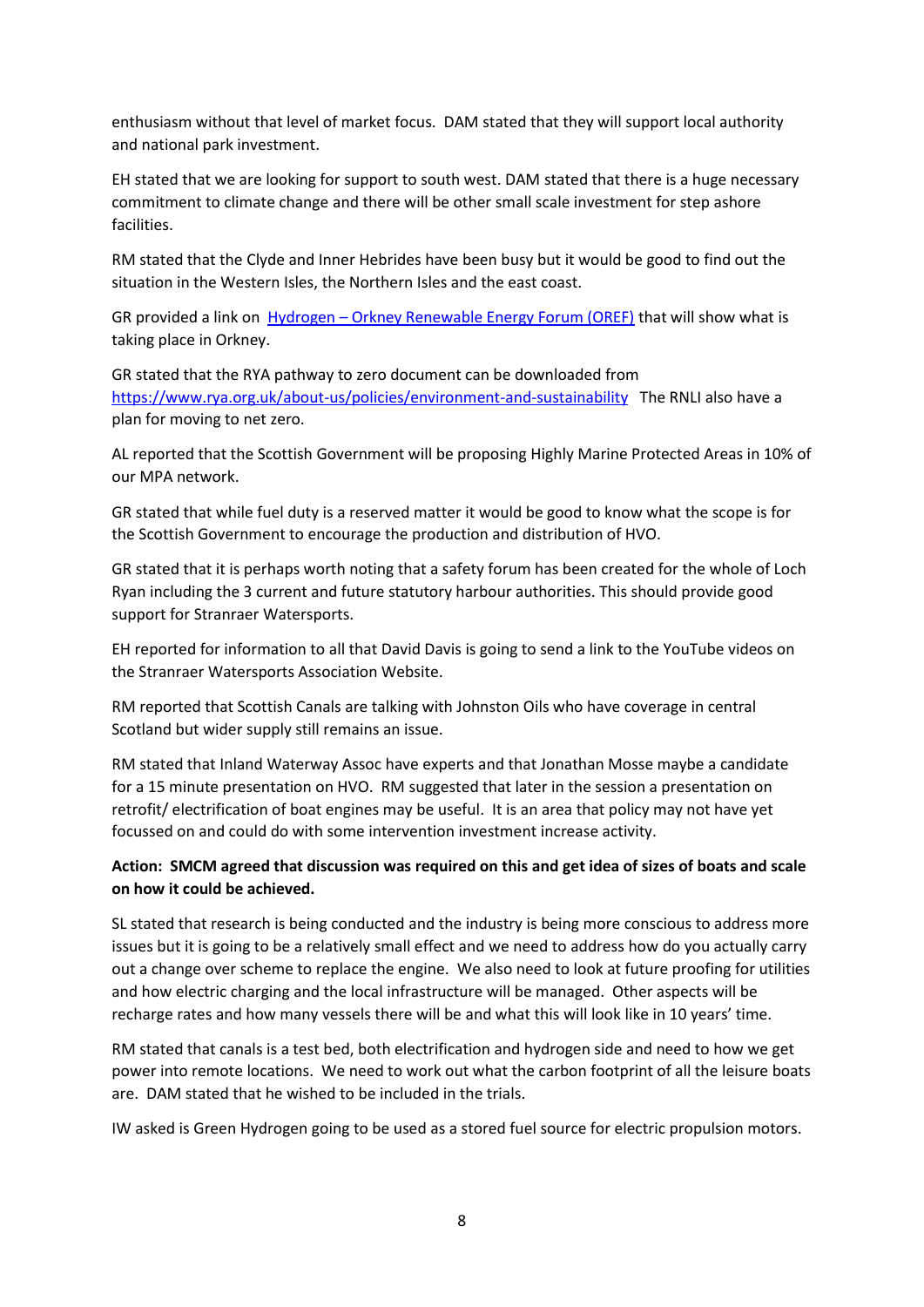enthusiasm without that level of market focus. DAM stated that they will support local authority and national park investment.

EH stated that we are looking for support to south west. DAM stated that there is a huge necessary commitment to climate change and there will be other small scale investment for step ashore facilities.

RM stated that the Clyde and Inner Hebrides have been busy but it would be good to find out the situation in the Western Isles, the Northern Isles and the east coast.

GR provided a link on [Hydrogen – Orkney Renewable Energy Forum (OREF)] that will show what is taking place in Orkney.

GR stated that the RYA pathway to zero document can be downloaded from https://www.rya.org.uk/about-us/policies/environment-and-sustainability The RNLI also have a plan for moving to net zero.

AL reported that the Scottish Government will be proposing Highly Marine Protected Areas in 10% of our MPA network.

GR stated that while fuel duty is a reserved matter it would be good to know what the scope is for the Scottish Government to encourage the production and distribution of HVO.

GR stated that it is perhaps worth noting that a safety forum has been created for the whole of Loch Ryan including the 3 current and future statutory harbour authorities. This should provide good support for Stranraer Watersports.

EH reported for information to all that David Davis is going to send a link to the YouTube videos on the Stranraer Watersports Association Website.

RM reported that Scottish Canals are talking with Johnston Oils who have coverage in central Scotland but wider supply still remains an issue.

RM stated that Inland Waterway Assoc have experts and that Jonathan Mosse maybe a candidate for a 15 minute presentation on HVO. RM suggested that later in the session a presentation on retrofit/ electrification of boat engines may be useful. It is an area that policy may not have yet focussed on and could do with some intervention investment increase activity.

**Action: SMCM agreed that discussion was required on this and get idea of sizes of boats and scale on how it could be achieved.**

SL stated that research is being conducted and the industry is being more conscious to address more issues but it is going to be a relatively small effect and we need to address how do you actually carry out a change over scheme to replace the engine. We also need to look at future proofing for utilities and how electric charging and the local infrastructure will be managed. Other aspects will be recharge rates and how many vessels there will be and what this will look like in 10 years' time.

RM stated that canals is a test bed, both electrification and hydrogen side and need to how we get power into remote locations. We need to work out what the carbon footprint of all the leisure boats are. DAM stated that he wished to be included in the trials.

IW asked is Green Hydrogen going to be used as a stored fuel source for electric propulsion motors.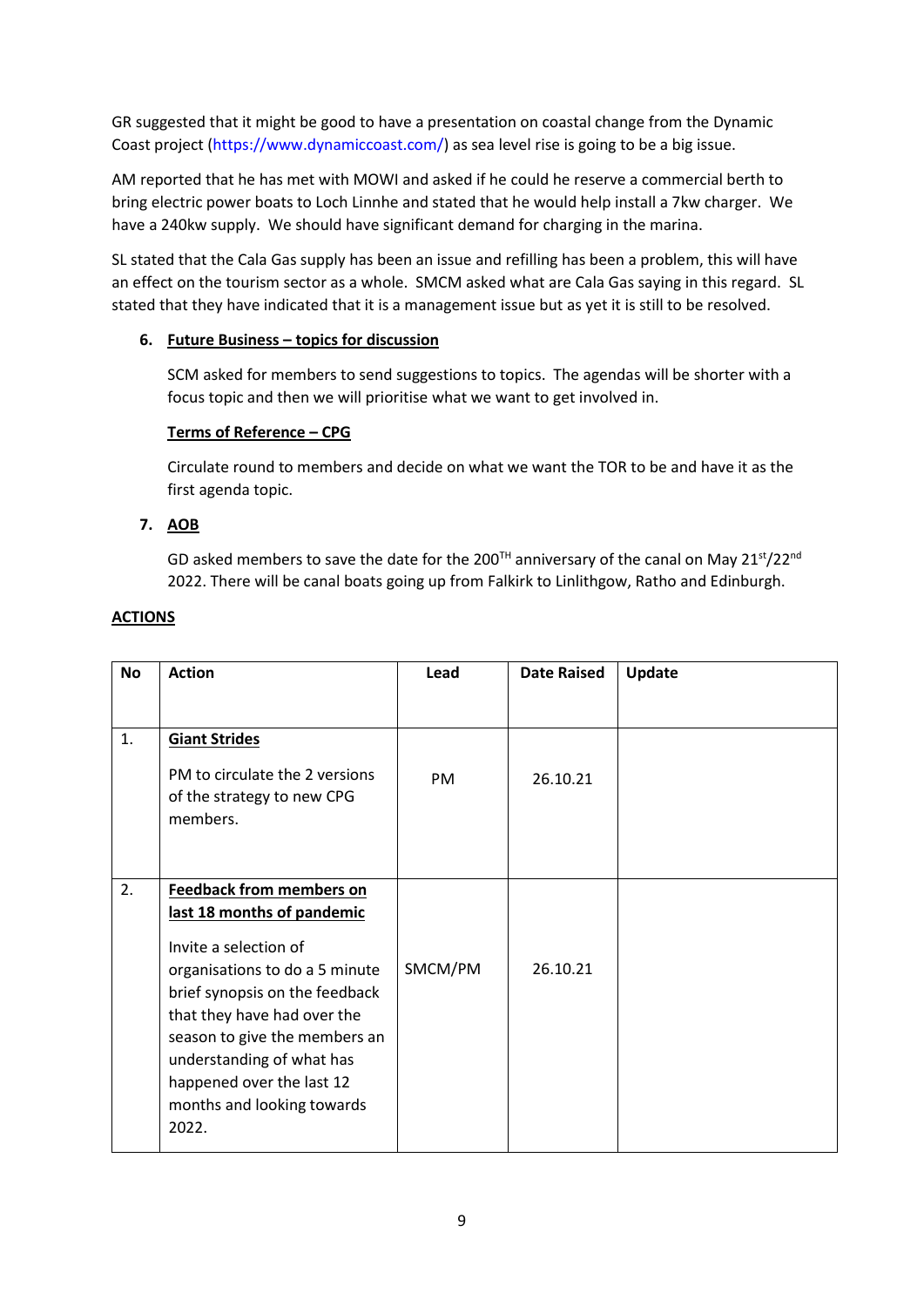GR suggested that it might be good to have a presentation on coastal change from the Dynamic Coast project (https://www.dynamiccoast.com/) as sea level rise is going to be a big issue.

AM reported that he has met with MOWI and asked if he could he reserve a commercial berth to bring electric power boats to Loch Linnhe and stated that he would help install a 7kw charger. We have a 240kw supply. We should have significant demand for charging in the marina.

SL stated that the Cala Gas supply has been an issue and refilling has been a problem, this will have an effect on the tourism sector as a whole. SMCM asked what are Cala Gas saying in this regard. SL stated that they have indicated that it is a management issue but as yet it is still to be resolved.

**6. <u>Future Business – topics for discussion</u>**

SCM asked for members to send suggestions to topics. The agendas will be shorter with a focus topic and then we will prioritise what we want to get involved in.

**<u>Terms of Reference – CPG</u>**

Circulate round to members and decide on what we want the TOR to be and have it as the first agenda topic.

**7. <u>AOB</u>**

GD asked members to save the date for the 200TH anniversary of the canal on May 21st/22nd 2022. There will be canal boats going up from Falkirk to Linlithgow, Ratho and Edinburgh.

**<u>ACTIONS</u>**

| No | Action | Lead | Date Raised | Update |
|---|---|---|---|---|
| 1. | **<u>Giant Strides</u>**<br><br>PM to circulate the 2 versions of the strategy to new CPG members. | PM | 26.10.21 | |
| 2. | **<u>Feedback from members on last 18 months of pandemic</u>**<br><br>Invite a selection of organisations to do a 5 minute brief synopsis on the feedback that they have had over the season to give the members an understanding of what has happened over the last 12 months and looking towards 2022. | SMCM/PM | 26.10.21 | |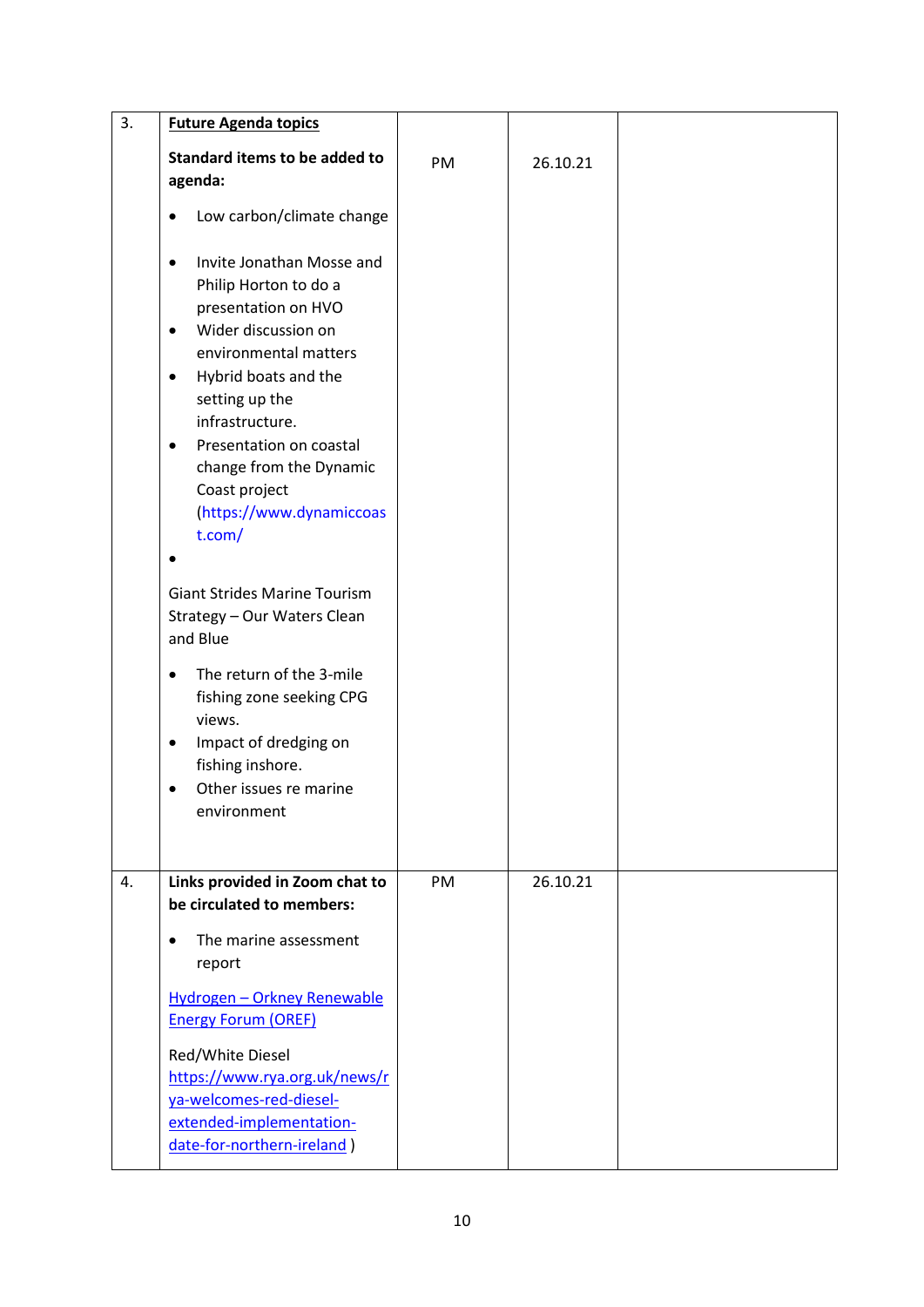| 3. | **Future Agenda topics**<br><br>**Standard items to be added to agenda:**<br><br>• Low carbon/climate change<br><br>• Invite Jonathan Mosse and Philip Horton to do a presentation on HVO<br>• Wider discussion on environmental matters<br>• Hybrid boats and the setting up the infrastructure.<br>• Presentation on coastal change from the Dynamic Coast project (https://www.dynamiccoast.com/<br>•<br><br>Giant Strides Marine Tourism Strategy – Our Waters Clean and Blue<br><br>• The return of the 3-mile fishing zone seeking CPG views.<br>• Impact of dredging on fishing inshore.<br>• Other issues re marine environment | PM | 26.10.21 | |
|---|---|---|---|---|
| 4. | **Links provided in Zoom chat to be circulated to members:**<br><br>• The marine assessment report<br><br>Hydrogen – Orkney Renewable Energy Forum (OREF)<br><br>Red/White Diesel https://www.rya.org.uk/news/rya-welcomes-red-diesel-extended-implementation-date-for-northern-ireland ) | PM | 26.10.21 | |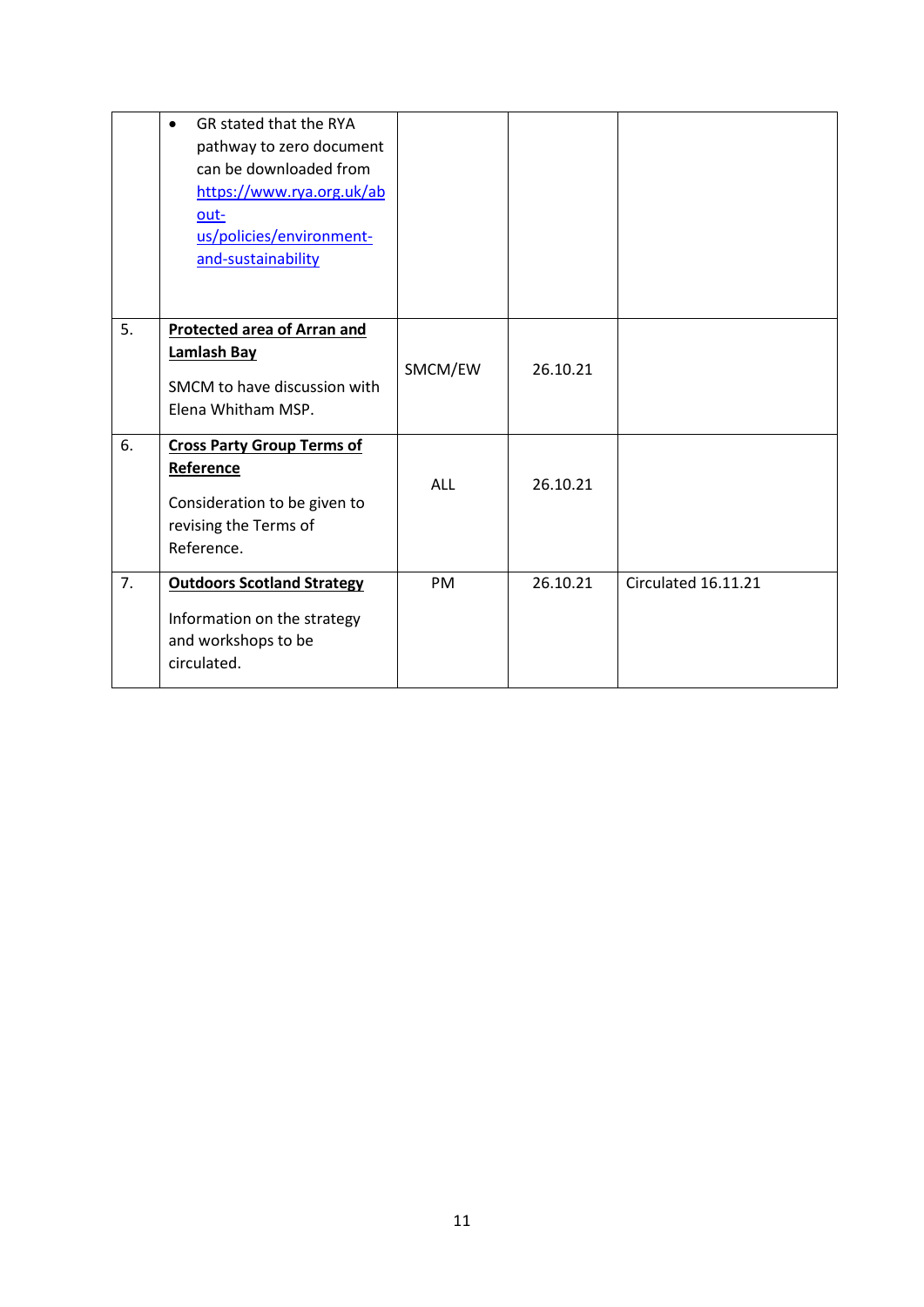| | | | | |
|---|---|---|---|---|
| | • GR stated that the RYA pathway to zero document can be downloaded from https://www.rya.org.uk/about-us/policies/environment-and-sustainability | | | |
| 5. | **Protected area of Arran and Lamlash Bay**<br><br>SMCM to have discussion with Elena Whitham MSP. | SMCM/EW | 26.10.21 | |
| 6. | **Cross Party Group Terms of Reference**<br><br>Consideration to be given to revising the Terms of Reference. | ALL | 26.10.21 | |
| 7. | **Outdoors Scotland Strategy**<br><br>Information on the strategy and workshops to be circulated. | PM | 26.10.21 | Circulated 16.11.21 |